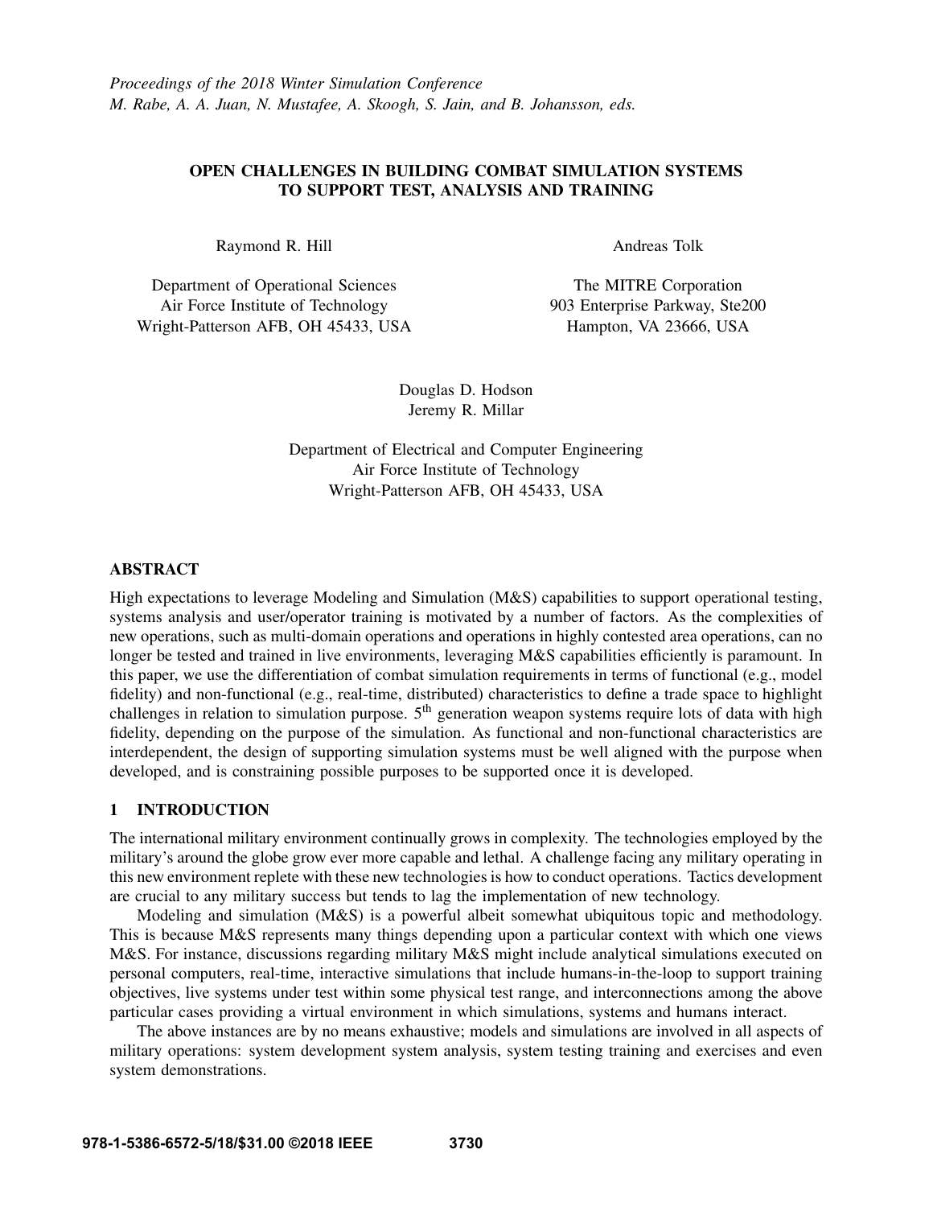*Proceedings of the 2018 Winter Simulation Conference*
*M. Rabe, A. A. Juan, N. Mustafee, A. Skoogh, S. Jain, and B. Johansson, eds.*

# OPEN CHALLENGES IN BUILDING COMBAT SIMULATION SYSTEMS TO SUPPORT TEST, ANALYSIS AND TRAINING

Raymond R. Hill

Department of Operational Sciences
Air Force Institute of Technology
Wright-Patterson AFB, OH 45433, USA

Andreas Tolk

The MITRE Corporation
903 Enterprise Parkway, Ste200
Hampton, VA 23666, USA

Douglas D. Hodson
Jeremy R. Millar

Department of Electrical and Computer Engineering
Air Force Institute of Technology
Wright-Patterson AFB, OH 45433, USA

## ABSTRACT

High expectations to leverage Modeling and Simulation (M&S) capabilities to support operational testing, systems analysis and user/operator training is motivated by a number of factors. As the complexities of new operations, such as multi-domain operations and operations in highly contested area operations, can no longer be tested and trained in live environments, leveraging M&S capabilities efficiently is paramount. In this paper, we use the differentiation of combat simulation requirements in terms of functional (e.g., model fidelity) and non-functional (e.g., real-time, distributed) characteristics to define a trade space to highlight challenges in relation to simulation purpose. 5th generation weapon systems require lots of data with high fidelity, depending on the purpose of the simulation. As functional and non-functional characteristics are interdependent, the design of supporting simulation systems must be well aligned with the purpose when developed, and is constraining possible purposes to be supported once it is developed.

## 1 INTRODUCTION

The international military environment continually grows in complexity. The technologies employed by the military's around the globe grow ever more capable and lethal. A challenge facing any military operating in this new environment replete with these new technologies is how to conduct operations. Tactics development are crucial to any military success but tends to lag the implementation of new technology.

Modeling and simulation (M&S) is a powerful albeit somewhat ubiquitous topic and methodology. This is because M&S represents many things depending upon a particular context with which one views M&S. For instance, discussions regarding military M&S might include analytical simulations executed on personal computers, real-time, interactive simulations that include humans-in-the-loop to support training objectives, live systems under test within some physical test range, and interconnections among the above particular cases providing a virtual environment in which simulations, systems and humans interact.

The above instances are by no means exhaustive; models and simulations are involved in all aspects of military operations: system development system analysis, system testing training and exercises and even system demonstrations.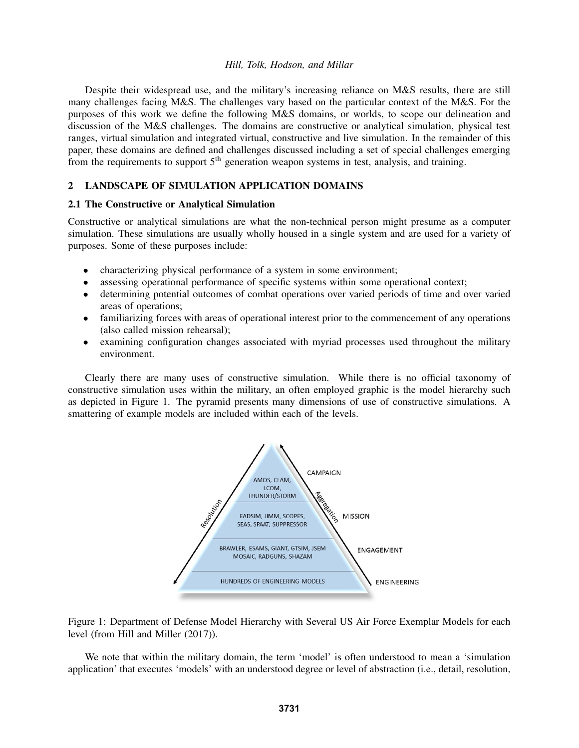Despite their widespread use, and the military's increasing reliance on M&S results, there are still many challenges facing M&S. The challenges vary based on the particular context of the M&S. For the purposes of this work we define the following M&S domains, or worlds, to scope our delineation and discussion of the M&S challenges. The domains are constructive or analytical simulation, physical test ranges, virtual simulation and integrated virtual, constructive and live simulation. In the remainder of this paper, these domains are defined and challenges discussed including a set of special challenges emerging from the requirements to support 5th generation weapon systems in test, analysis, and training.

## 2 LANDSCAPE OF SIMULATION APPLICATION DOMAINS

### 2.1 The Constructive or Analytical Simulation

Constructive or analytical simulations are what the non-technical person might presume as a computer simulation. These simulations are usually wholly housed in a single system and are used for a variety of purposes. Some of these purposes include:

- characterizing physical performance of a system in some environment;
- assessing operational performance of specific systems within some operational context;
- determining potential outcomes of combat operations over varied periods of time and over varied areas of operations;
- familiarizing forces with areas of operational interest prior to the commencement of any operations (also called mission rehearsal);
- examining configuration changes associated with myriad processes used throughout the military environment.

Clearly there are many uses of constructive simulation. While there is no official taxonomy of constructive simulation uses within the military, an often employed graphic is the model hierarchy such as depicted in Figure 1. The pyramid presents many dimensions of use of constructive simulations. A smattering of example models are included within each of the levels.

CAMPAIGN: AMOS, CFAM, LCOM, THUNDER/STORM

MISSION: EADSIM, JIMM, SCOPES, SEAS, SPAAT, SUPPRESSOR

ENGAGEMENT: BRAWLER, ESAMS, GIANT, GTSIM, JSEM MOSAIC, RADGUNS, SHAZAM

ENGINEERING: HUNDREDS OF ENGINEERING MODELS

Resolution / Aggregation

Figure 1: Department of Defense Model Hierarchy with Several US Air Force Exemplar Models for each level (from Hill and Miller (2017)).

We note that within the military domain, the term 'model' is often understood to mean a 'simulation application' that executes 'models' with an understood degree or level of abstraction (i.e., detail, resolution,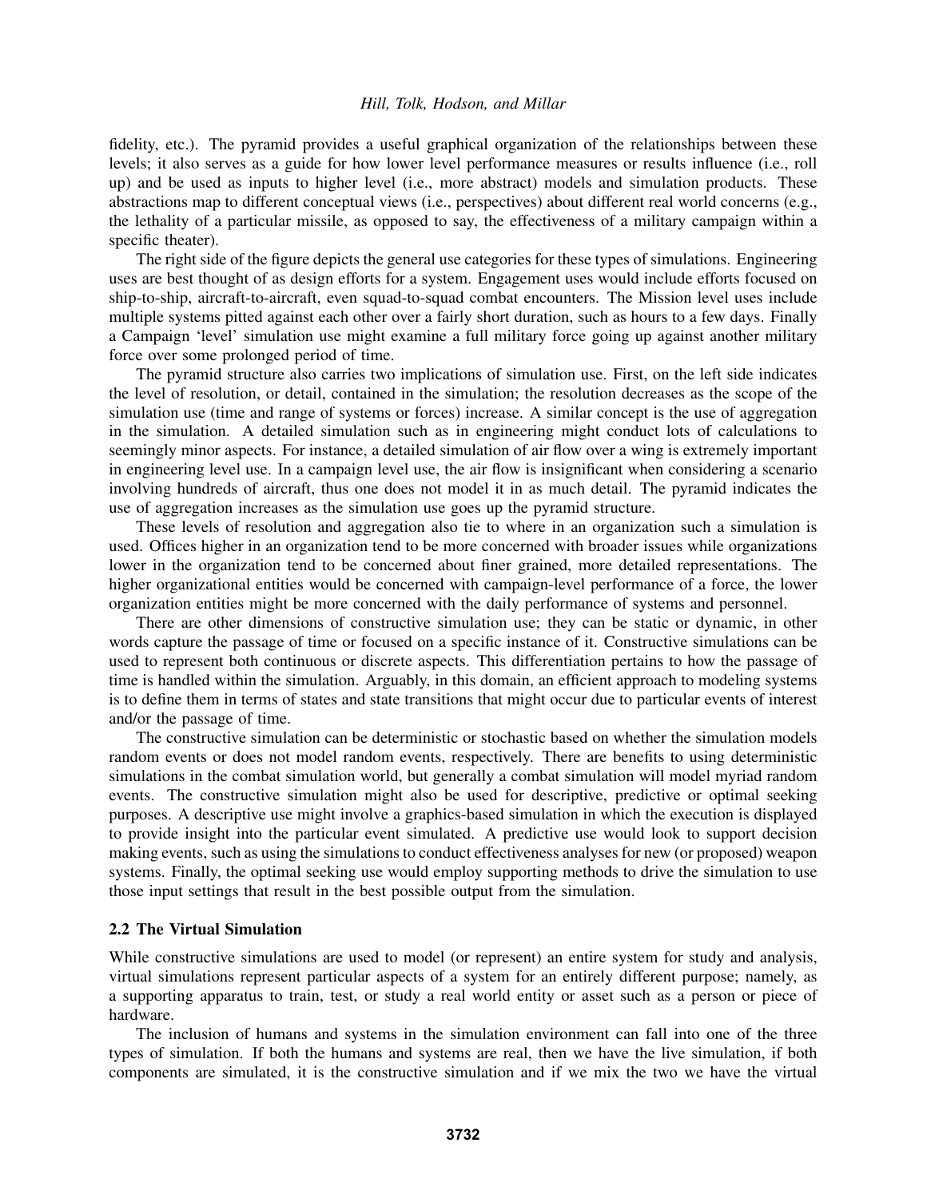fidelity, etc.). The pyramid provides a useful graphical organization of the relationships between these levels; it also serves as a guide for how lower level performance measures or results influence (i.e., roll up) and be used as inputs to higher level (i.e., more abstract) models and simulation products. These abstractions map to different conceptual views (i.e., perspectives) about different real world concerns (e.g., the lethality of a particular missile, as opposed to say, the effectiveness of a military campaign within a specific theater).

The right side of the figure depicts the general use categories for these types of simulations. Engineering uses are best thought of as design efforts for a system. Engagement uses would include efforts focused on ship-to-ship, aircraft-to-aircraft, even squad-to-squad combat encounters. The Mission level uses include multiple systems pitted against each other over a fairly short duration, such as hours to a few days. Finally a Campaign 'level' simulation use might examine a full military force going up against another military force over some prolonged period of time.

The pyramid structure also carries two implications of simulation use. First, on the left side indicates the level of resolution, or detail, contained in the simulation; the resolution decreases as the scope of the simulation use (time and range of systems or forces) increase. A similar concept is the use of aggregation in the simulation. A detailed simulation such as in engineering might conduct lots of calculations to seemingly minor aspects. For instance, a detailed simulation of air flow over a wing is extremely important in engineering level use. In a campaign level use, the air flow is insignificant when considering a scenario involving hundreds of aircraft, thus one does not model it in as much detail. The pyramid indicates the use of aggregation increases as the simulation use goes up the pyramid structure.

These levels of resolution and aggregation also tie to where in an organization such a simulation is used. Offices higher in an organization tend to be more concerned with broader issues while organizations lower in the organization tend to be concerned about finer grained, more detailed representations. The higher organizational entities would be concerned with campaign-level performance of a force, the lower organization entities might be more concerned with the daily performance of systems and personnel.

There are other dimensions of constructive simulation use; they can be static or dynamic, in other words capture the passage of time or focused on a specific instance of it. Constructive simulations can be used to represent both continuous or discrete aspects. This differentiation pertains to how the passage of time is handled within the simulation. Arguably, in this domain, an efficient approach to modeling systems is to define them in terms of states and state transitions that might occur due to particular events of interest and/or the passage of time.

The constructive simulation can be deterministic or stochastic based on whether the simulation models random events or does not model random events, respectively. There are benefits to using deterministic simulations in the combat simulation world, but generally a combat simulation will model myriad random events. The constructive simulation might also be used for descriptive, predictive or optimal seeking purposes. A descriptive use might involve a graphics-based simulation in which the execution is displayed to provide insight into the particular event simulated. A predictive use would look to support decision making events, such as using the simulations to conduct effectiveness analyses for new (or proposed) weapon systems. Finally, the optimal seeking use would employ supporting methods to drive the simulation to use those input settings that result in the best possible output from the simulation.

## 2.2 The Virtual Simulation

While constructive simulations are used to model (or represent) an entire system for study and analysis, virtual simulations represent particular aspects of a system for an entirely different purpose; namely, as a supporting apparatus to train, test, or study a real world entity or asset such as a person or piece of hardware.

The inclusion of humans and systems in the simulation environment can fall into one of the three types of simulation. If both the humans and systems are real, then we have the live simulation, if both components are simulated, it is the constructive simulation and if we mix the two we have the virtual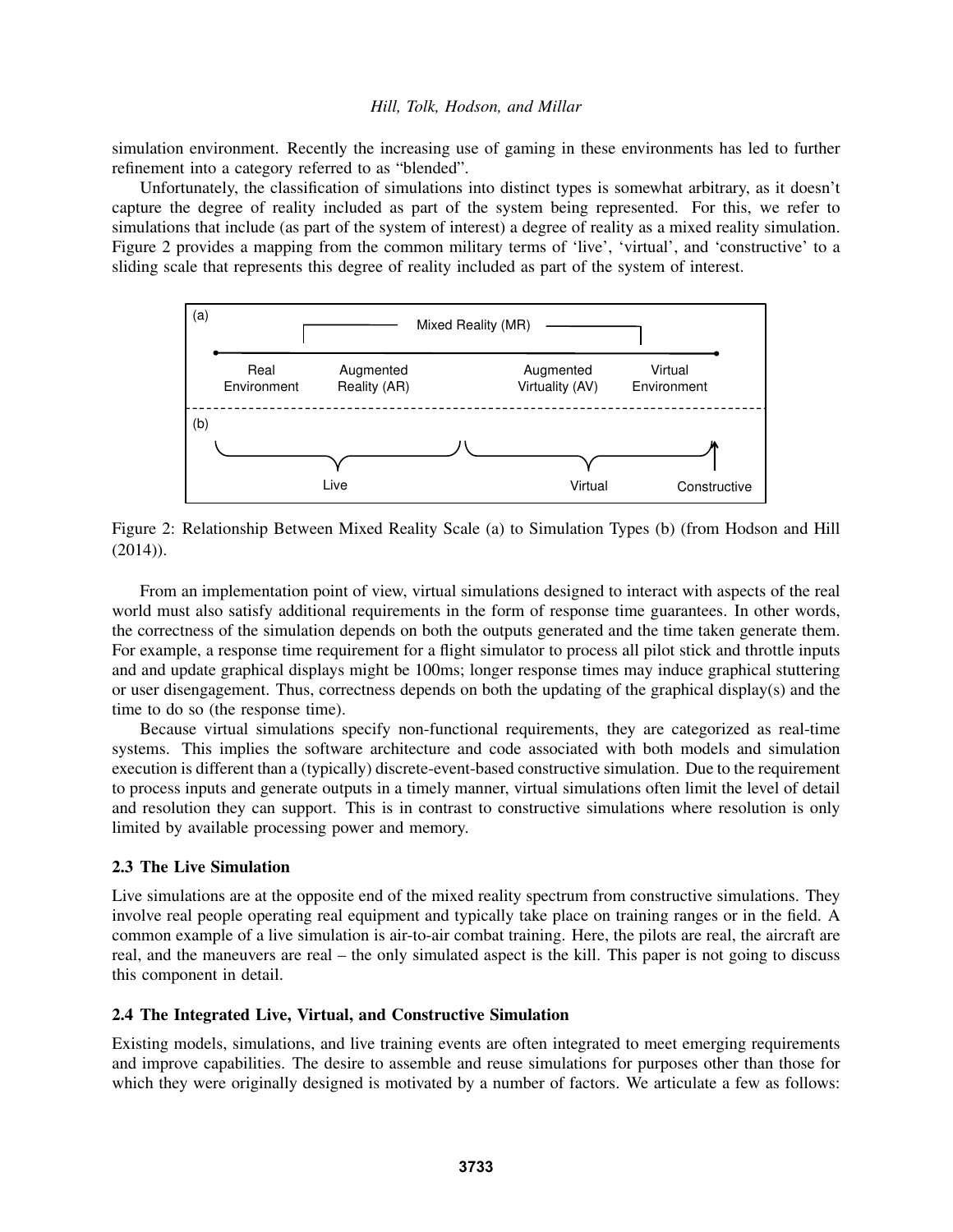simulation environment. Recently the increasing use of gaming in these environments has led to further refinement into a category referred to as "blended".

Unfortunately, the classification of simulations into distinct types is somewhat arbitrary, as it doesn't capture the degree of reality included as part of the system being represented. For this, we refer to simulations that include (as part of the system of interest) a degree of reality as a mixed reality simulation. Figure 2 provides a mapping from the common military terms of 'live', 'virtual', and 'constructive' to a sliding scale that represents this degree of reality included as part of the system of interest.

Figure 2: Relationship Between Mixed Reality Scale (a) to Simulation Types (b) (from Hodson and Hill (2014)).

From an implementation point of view, virtual simulations designed to interact with aspects of the real world must also satisfy additional requirements in the form of response time guarantees. In other words, the correctness of the simulation depends on both the outputs generated and the time taken generate them. For example, a response time requirement for a flight simulator to process all pilot stick and throttle inputs and and update graphical displays might be 100ms; longer response times may induce graphical stuttering or user disengagement. Thus, correctness depends on both the updating of the graphical display(s) and the time to do so (the response time).

Because virtual simulations specify non-functional requirements, they are categorized as real-time systems. This implies the software architecture and code associated with both models and simulation execution is different than a (typically) discrete-event-based constructive simulation. Due to the requirement to process inputs and generate outputs in a timely manner, virtual simulations often limit the level of detail and resolution they can support. This is in contrast to constructive simulations where resolution is only limited by available processing power and memory.

### 2.3 The Live Simulation

Live simulations are at the opposite end of the mixed reality spectrum from constructive simulations. They involve real people operating real equipment and typically take place on training ranges or in the field. A common example of a live simulation is air-to-air combat training. Here, the pilots are real, the aircraft are real, and the maneuvers are real – the only simulated aspect is the kill. This paper is not going to discuss this component in detail.

### 2.4 The Integrated Live, Virtual, and Constructive Simulation

Existing models, simulations, and live training events are often integrated to meet emerging requirements and improve capabilities. The desire to assemble and reuse simulations for purposes other than those for which they were originally designed is motivated by a number of factors. We articulate a few as follows: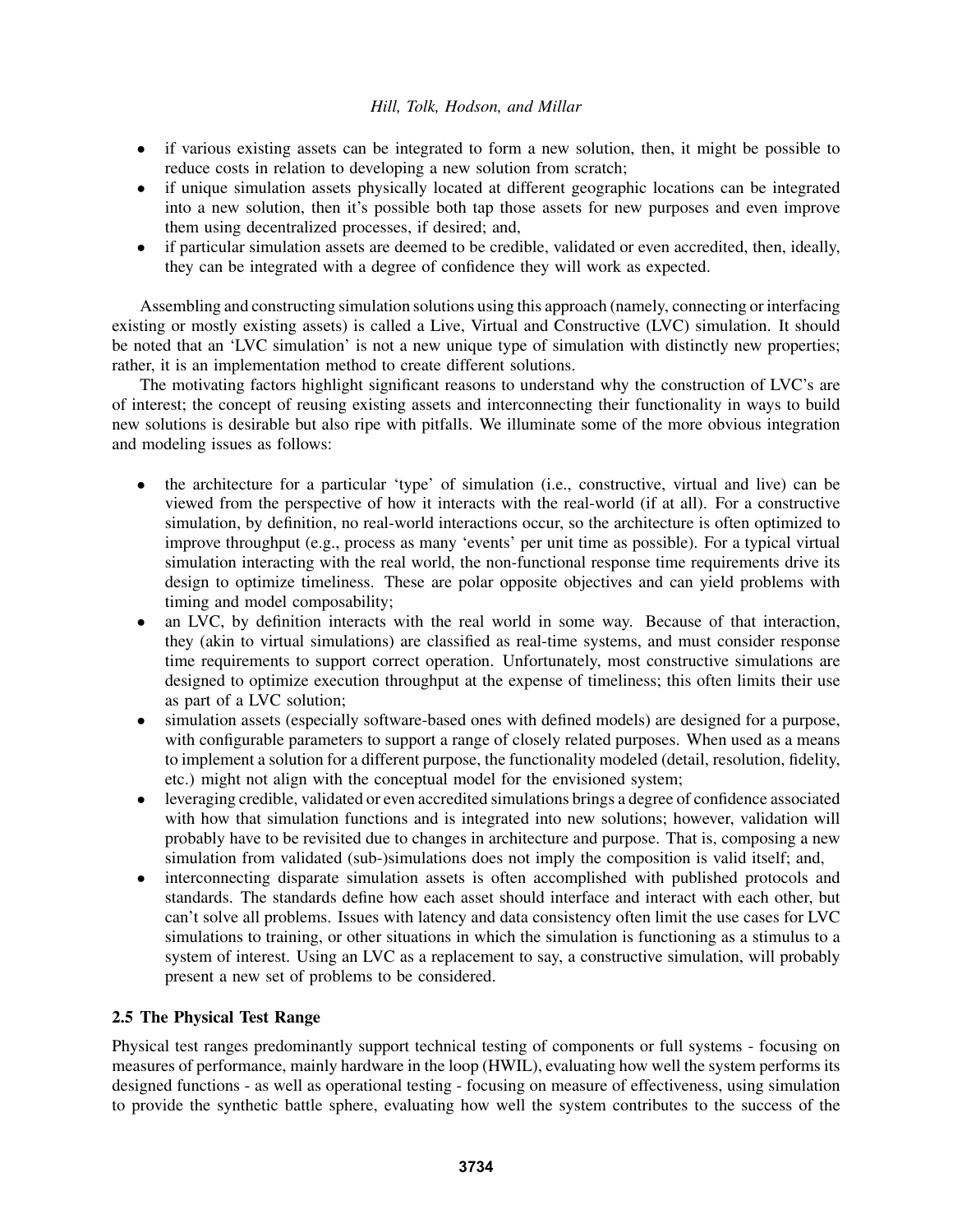- if various existing assets can be integrated to form a new solution, then, it might be possible to reduce costs in relation to developing a new solution from scratch;
- if unique simulation assets physically located at different geographic locations can be integrated into a new solution, then it's possible both tap those assets for new purposes and even improve them using decentralized processes, if desired; and,
- if particular simulation assets are deemed to be credible, validated or even accredited, then, ideally, they can be integrated with a degree of confidence they will work as expected.

Assembling and constructing simulation solutions using this approach (namely, connecting or interfacing existing or mostly existing assets) is called a Live, Virtual and Constructive (LVC) simulation. It should be noted that an 'LVC simulation' is not a new unique type of simulation with distinctly new properties; rather, it is an implementation method to create different solutions.

The motivating factors highlight significant reasons to understand why the construction of LVC's are of interest; the concept of reusing existing assets and interconnecting their functionality in ways to build new solutions is desirable but also ripe with pitfalls. We illuminate some of the more obvious integration and modeling issues as follows:

- the architecture for a particular 'type' of simulation (i.e., constructive, virtual and live) can be viewed from the perspective of how it interacts with the real-world (if at all). For a constructive simulation, by definition, no real-world interactions occur, so the architecture is often optimized to improve throughput (e.g., process as many 'events' per unit time as possible). For a typical virtual simulation interacting with the real world, the non-functional response time requirements drive its design to optimize timeliness. These are polar opposite objectives and can yield problems with timing and model composability;
- an LVC, by definition interacts with the real world in some way. Because of that interaction, they (akin to virtual simulations) are classified as real-time systems, and must consider response time requirements to support correct operation. Unfortunately, most constructive simulations are designed to optimize execution throughput at the expense of timeliness; this often limits their use as part of a LVC solution;
- simulation assets (especially software-based ones with defined models) are designed for a purpose, with configurable parameters to support a range of closely related purposes. When used as a means to implement a solution for a different purpose, the functionality modeled (detail, resolution, fidelity, etc.) might not align with the conceptual model for the envisioned system;
- leveraging credible, validated or even accredited simulations brings a degree of confidence associated with how that simulation functions and is integrated into new solutions; however, validation will probably have to be revisited due to changes in architecture and purpose. That is, composing a new simulation from validated (sub-)simulations does not imply the composition is valid itself; and,
- interconnecting disparate simulation assets is often accomplished with published protocols and standards. The standards define how each asset should interface and interact with each other, but can't solve all problems. Issues with latency and data consistency often limit the use cases for LVC simulations to training, or other situations in which the simulation is functioning as a stimulus to a system of interest. Using an LVC as a replacement to say, a constructive simulation, will probably present a new set of problems to be considered.

### 2.5 The Physical Test Range

Physical test ranges predominantly support technical testing of components or full systems - focusing on measures of performance, mainly hardware in the loop (HWIL), evaluating how well the system performs its designed functions - as well as operational testing - focusing on measure of effectiveness, using simulation to provide the synthetic battle sphere, evaluating how well the system contributes to the success of the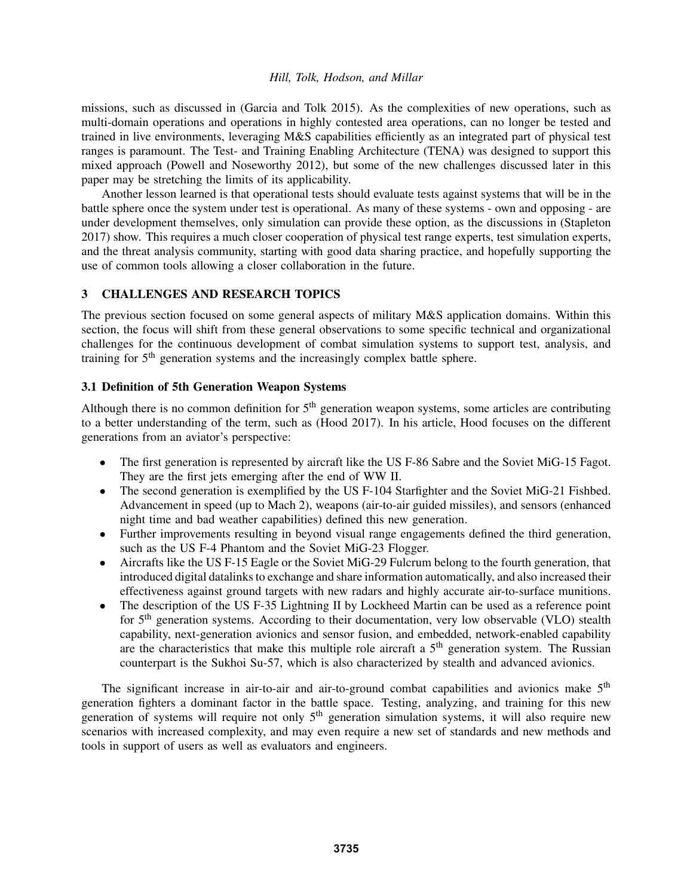missions, such as discussed in (Garcia and Tolk 2015). As the complexities of new operations, such as multi-domain operations and operations in highly contested area operations, can no longer be tested and trained in live environments, leveraging M&S capabilities efficiently as an integrated part of physical test ranges is paramount. The Test- and Training Enabling Architecture (TENA) was designed to support this mixed approach (Powell and Noseworthy 2012), but some of the new challenges discussed later in this paper may be stretching the limits of its applicability.

Another lesson learned is that operational tests should evaluate tests against systems that will be in the battle sphere once the system under test is operational. As many of these systems - own and opposing - are under development themselves, only simulation can provide these option, as the discussions in (Stapleton 2017) show. This requires a much closer cooperation of physical test range experts, test simulation experts, and the threat analysis community, starting with good data sharing practice, and hopefully supporting the use of common tools allowing a closer collaboration in the future.

## 3 CHALLENGES AND RESEARCH TOPICS

The previous section focused on some general aspects of military M&S application domains. Within this section, the focus will shift from these general observations to some specific technical and organizational challenges for the continuous development of combat simulation systems to support test, analysis, and training for 5$^{th}$ generation systems and the increasingly complex battle sphere.

### 3.1 Definition of 5th Generation Weapon Systems

Although there is no common definition for 5$^{th}$ generation weapon systems, some articles are contributing to a better understanding of the term, such as (Hood 2017). In his article, Hood focuses on the different generations from an aviator's perspective:

- The first generation is represented by aircraft like the US F-86 Sabre and the Soviet MiG-15 Fagot. They are the first jets emerging after the end of WW II.
- The second generation is exemplified by the US F-104 Starfighter and the Soviet MiG-21 Fishbed. Advancement in speed (up to Mach 2), weapons (air-to-air guided missiles), and sensors (enhanced night time and bad weather capabilities) defined this new generation.
- Further improvements resulting in beyond visual range engagements defined the third generation, such as the US F-4 Phantom and the Soviet MiG-23 Flogger.
- Aircrafts like the US F-15 Eagle or the Soviet MiG-29 Fulcrum belong to the fourth generation, that introduced digital datalinks to exchange and share information automatically, and also increased their effectiveness against ground targets with new radars and highly accurate air-to-surface munitions.
- The description of the US F-35 Lightning II by Lockheed Martin can be used as a reference point for 5$^{th}$ generation systems. According to their documentation, very low observable (VLO) stealth capability, next-generation avionics and sensor fusion, and embedded, network-enabled capability are the characteristics that make this multiple role aircraft a 5$^{th}$ generation system. The Russian counterpart is the Sukhoi Su-57, which is also characterized by stealth and advanced avionics.

The significant increase in air-to-air and air-to-ground combat capabilities and avionics make 5$^{th}$ generation fighters a dominant factor in the battle space. Testing, analyzing, and training for this new generation of systems will require not only 5$^{th}$ generation simulation systems, it will also require new scenarios with increased complexity, and may even require a new set of standards and new methods and tools in support of users as well as evaluators and engineers.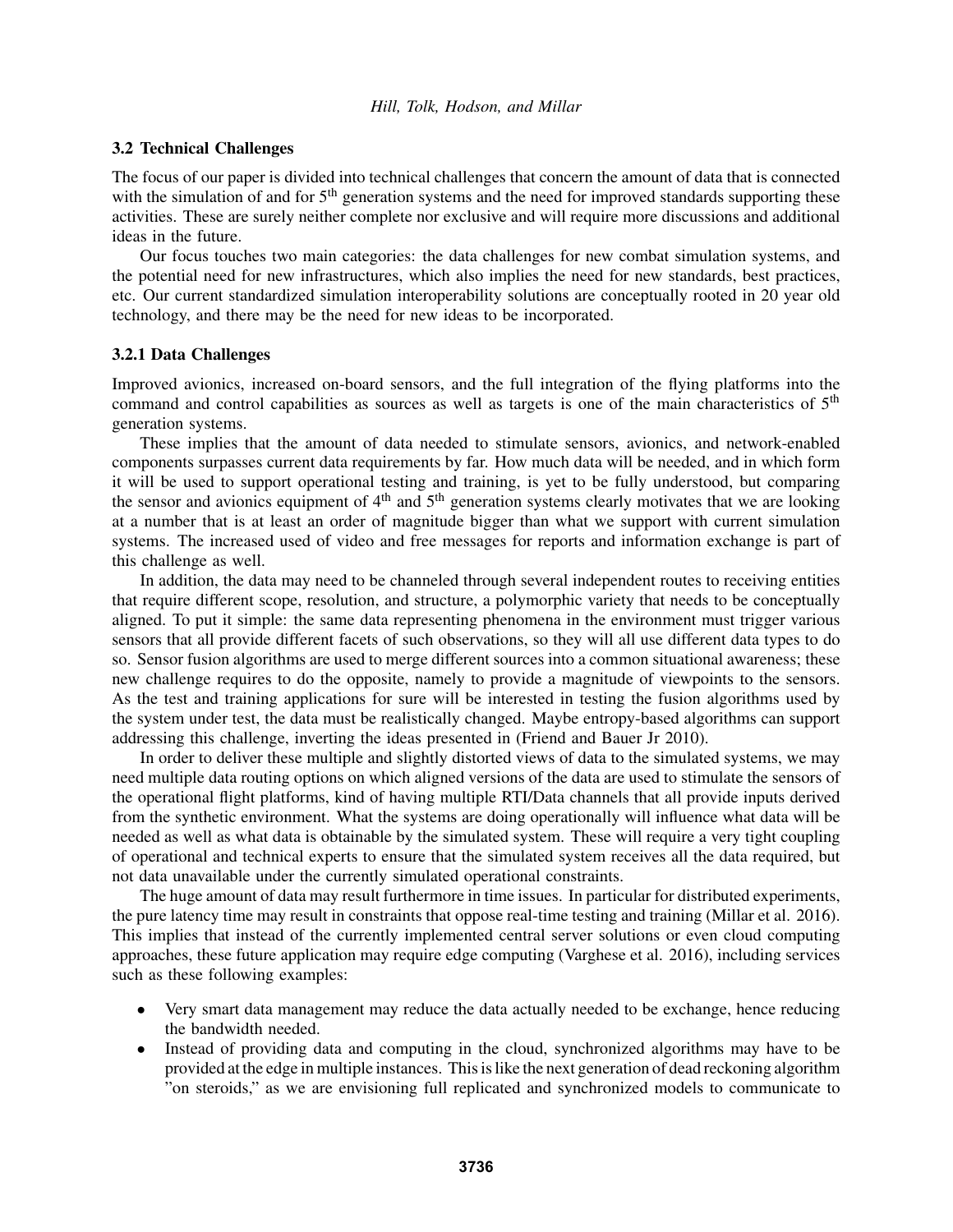### 3.2 Technical Challenges

The focus of our paper is divided into technical challenges that concern the amount of data that is connected with the simulation of and for 5th generation systems and the need for improved standards supporting these activities. These are surely neither complete nor exclusive and will require more discussions and additional ideas in the future.

Our focus touches two main categories: the data challenges for new combat simulation systems, and the potential need for new infrastructures, which also implies the need for new standards, best practices, etc. Our current standardized simulation interoperability solutions are conceptually rooted in 20 year old technology, and there may be the need for new ideas to be incorporated.

#### 3.2.1 Data Challenges

Improved avionics, increased on-board sensors, and the full integration of the flying platforms into the command and control capabilities as sources as well as targets is one of the main characteristics of 5th generation systems.

These implies that the amount of data needed to stimulate sensors, avionics, and network-enabled components surpasses current data requirements by far. How much data will be needed, and in which form it will be used to support operational testing and training, is yet to be fully understood, but comparing the sensor and avionics equipment of 4th and 5th generation systems clearly motivates that we are looking at a number that is at least an order of magnitude bigger than what we support with current simulation systems. The increased used of video and free messages for reports and information exchange is part of this challenge as well.

In addition, the data may need to be channeled through several independent routes to receiving entities that require different scope, resolution, and structure, a polymorphic variety that needs to be conceptually aligned. To put it simple: the same data representing phenomena in the environment must trigger various sensors that all provide different facets of such observations, so they will all use different data types to do so. Sensor fusion algorithms are used to merge different sources into a common situational awareness; these new challenge requires to do the opposite, namely to provide a magnitude of viewpoints to the sensors. As the test and training applications for sure will be interested in testing the fusion algorithms used by the system under test, the data must be realistically changed. Maybe entropy-based algorithms can support addressing this challenge, inverting the ideas presented in (Friend and Bauer Jr 2010).

In order to deliver these multiple and slightly distorted views of data to the simulated systems, we may need multiple data routing options on which aligned versions of the data are used to stimulate the sensors of the operational flight platforms, kind of having multiple RTI/Data channels that all provide inputs derived from the synthetic environment. What the systems are doing operationally will influence what data will be needed as well as what data is obtainable by the simulated system. These will require a very tight coupling of operational and technical experts to ensure that the simulated system receives all the data required, but not data unavailable under the currently simulated operational constraints.

The huge amount of data may result furthermore in time issues. In particular for distributed experiments, the pure latency time may result in constraints that oppose real-time testing and training (Millar et al. 2016). This implies that instead of the currently implemented central server solutions or even cloud computing approaches, these future application may require edge computing (Varghese et al. 2016), including services such as these following examples:

- Very smart data management may reduce the data actually needed to be exchange, hence reducing the bandwidth needed.
- Instead of providing data and computing in the cloud, synchronized algorithms may have to be provided at the edge in multiple instances. This is like the next generation of dead reckoning algorithm "on steroids," as we are envisioning full replicated and synchronized models to communicate to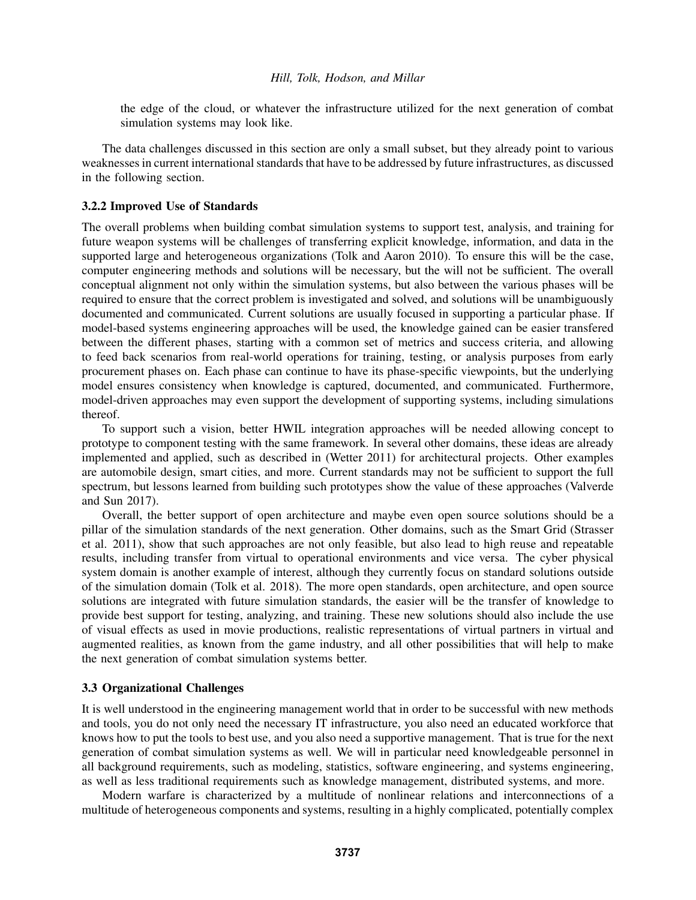the edge of the cloud, or whatever the infrastructure utilized for the next generation of combat simulation systems may look like.

The data challenges discussed in this section are only a small subset, but they already point to various weaknesses in current international standards that have to be addressed by future infrastructures, as discussed in the following section.

### 3.2.2 Improved Use of Standards

The overall problems when building combat simulation systems to support test, analysis, and training for future weapon systems will be challenges of transferring explicit knowledge, information, and data in the supported large and heterogeneous organizations (Tolk and Aaron 2010). To ensure this will be the case, computer engineering methods and solutions will be necessary, but the will not be sufficient. The overall conceptual alignment not only within the simulation systems, but also between the various phases will be required to ensure that the correct problem is investigated and solved, and solutions will be unambiguously documented and communicated. Current solutions are usually focused in supporting a particular phase. If model-based systems engineering approaches will be used, the knowledge gained can be easier transfered between the different phases, starting with a common set of metrics and success criteria, and allowing to feed back scenarios from real-world operations for training, testing, or analysis purposes from early procurement phases on. Each phase can continue to have its phase-specific viewpoints, but the underlying model ensures consistency when knowledge is captured, documented, and communicated. Furthermore, model-driven approaches may even support the development of supporting systems, including simulations thereof.

To support such a vision, better HWIL integration approaches will be needed allowing concept to prototype to component testing with the same framework. In several other domains, these ideas are already implemented and applied, such as described in (Wetter 2011) for architectural projects. Other examples are automobile design, smart cities, and more. Current standards may not be sufficient to support the full spectrum, but lessons learned from building such prototypes show the value of these approaches (Valverde and Sun 2017).

Overall, the better support of open architecture and maybe even open source solutions should be a pillar of the simulation standards of the next generation. Other domains, such as the Smart Grid (Strasser et al. 2011), show that such approaches are not only feasible, but also lead to high reuse and repeatable results, including transfer from virtual to operational environments and vice versa. The cyber physical system domain is another example of interest, although they currently focus on standard solutions outside of the simulation domain (Tolk et al. 2018). The more open standards, open architecture, and open source solutions are integrated with future simulation standards, the easier will be the transfer of knowledge to provide best support for testing, analyzing, and training. These new solutions should also include the use of visual effects as used in movie productions, realistic representations of virtual partners in virtual and augmented realities, as known from the game industry, and all other possibilities that will help to make the next generation of combat simulation systems better.

## 3.3 Organizational Challenges

It is well understood in the engineering management world that in order to be successful with new methods and tools, you do not only need the necessary IT infrastructure, you also need an educated workforce that knows how to put the tools to best use, and you also need a supportive management. That is true for the next generation of combat simulation systems as well. We will in particular need knowledgeable personnel in all background requirements, such as modeling, statistics, software engineering, and systems engineering, as well as less traditional requirements such as knowledge management, distributed systems, and more.

Modern warfare is characterized by a multitude of nonlinear relations and interconnections of a multitude of heterogeneous components and systems, resulting in a highly complicated, potentially complex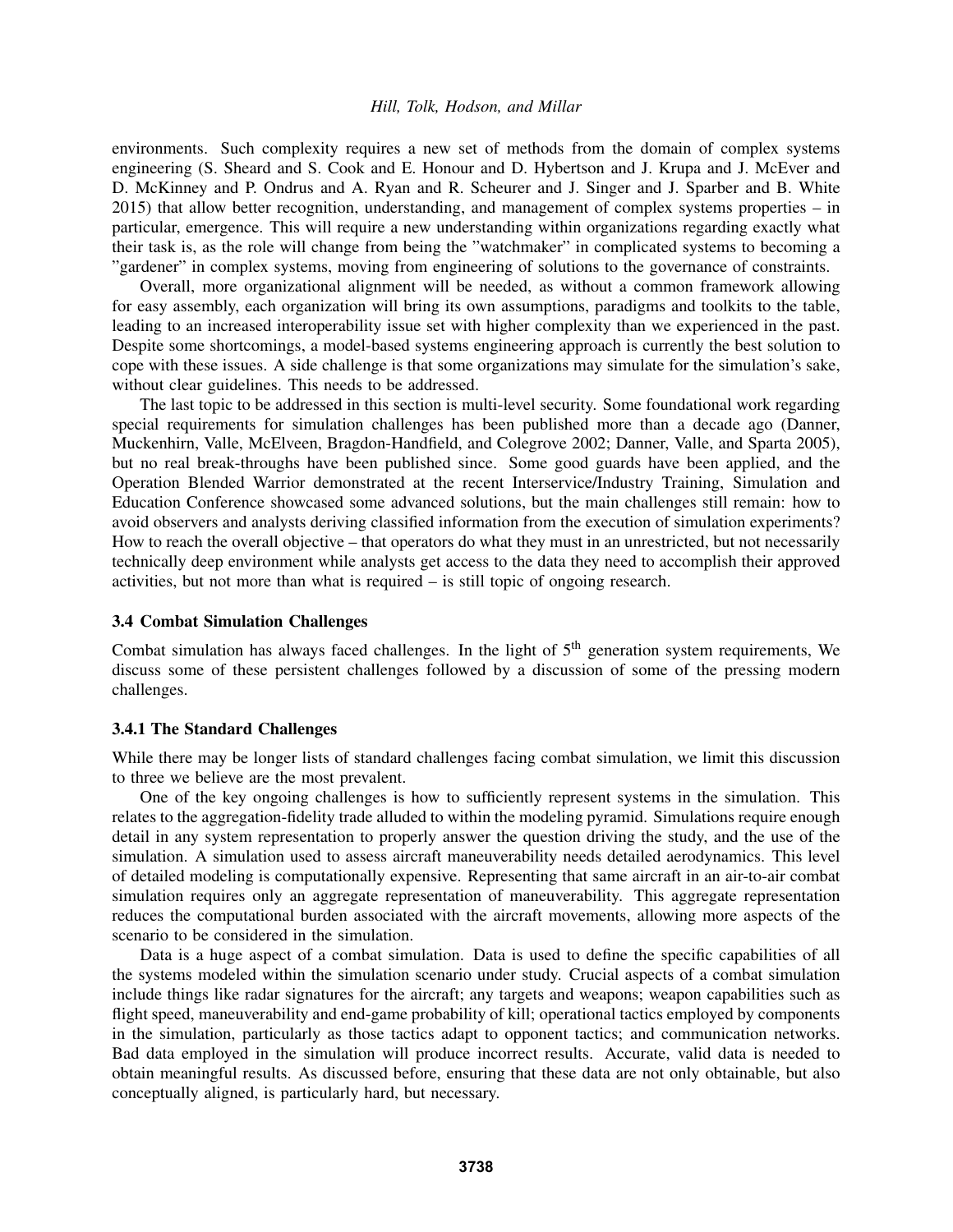environments. Such complexity requires a new set of methods from the domain of complex systems engineering (S. Sheard and S. Cook and E. Honour and D. Hybertson and J. Krupa and J. McEver and D. McKinney and P. Ondrus and A. Ryan and R. Scheurer and J. Singer and J. Sparber and B. White 2015) that allow better recognition, understanding, and management of complex systems properties – in particular, emergence. This will require a new understanding within organizations regarding exactly what their task is, as the role will change from being the "watchmaker" in complicated systems to becoming a "gardener" in complex systems, moving from engineering of solutions to the governance of constraints.

Overall, more organizational alignment will be needed, as without a common framework allowing for easy assembly, each organization will bring its own assumptions, paradigms and toolkits to the table, leading to an increased interoperability issue set with higher complexity than we experienced in the past. Despite some shortcomings, a model-based systems engineering approach is currently the best solution to cope with these issues. A side challenge is that some organizations may simulate for the simulation's sake, without clear guidelines. This needs to be addressed.

The last topic to be addressed in this section is multi-level security. Some foundational work regarding special requirements for simulation challenges has been published more than a decade ago (Danner, Muckenhirn, Valle, McElveen, Bragdon-Handfield, and Colegrove 2002; Danner, Valle, and Sparta 2005), but no real break-throughs have been published since. Some good guards have been applied, and the Operation Blended Warrior demonstrated at the recent Interservice/Industry Training, Simulation and Education Conference showcased some advanced solutions, but the main challenges still remain: how to avoid observers and analysts deriving classified information from the execution of simulation experiments? How to reach the overall objective – that operators do what they must in an unrestricted, but not necessarily technically deep environment while analysts get access to the data they need to accomplish their approved activities, but not more than what is required – is still topic of ongoing research.

### 3.4 Combat Simulation Challenges

Combat simulation has always faced challenges. In the light of 5$^{\text{th}}$ generation system requirements, We discuss some of these persistent challenges followed by a discussion of some of the pressing modern challenges.

#### 3.4.1 The Standard Challenges

While there may be longer lists of standard challenges facing combat simulation, we limit this discussion to three we believe are the most prevalent.

One of the key ongoing challenges is how to sufficiently represent systems in the simulation. This relates to the aggregation-fidelity trade alluded to within the modeling pyramid. Simulations require enough detail in any system representation to properly answer the question driving the study, and the use of the simulation. A simulation used to assess aircraft maneuverability needs detailed aerodynamics. This level of detailed modeling is computationally expensive. Representing that same aircraft in an air-to-air combat simulation requires only an aggregate representation of maneuverability. This aggregate representation reduces the computational burden associated with the aircraft movements, allowing more aspects of the scenario to be considered in the simulation.

Data is a huge aspect of a combat simulation. Data is used to define the specific capabilities of all the systems modeled within the simulation scenario under study. Crucial aspects of a combat simulation include things like radar signatures for the aircraft; any targets and weapons; weapon capabilities such as flight speed, maneuverability and end-game probability of kill; operational tactics employed by components in the simulation, particularly as those tactics adapt to opponent tactics; and communication networks. Bad data employed in the simulation will produce incorrect results. Accurate, valid data is needed to obtain meaningful results. As discussed before, ensuring that these data are not only obtainable, but also conceptually aligned, is particularly hard, but necessary.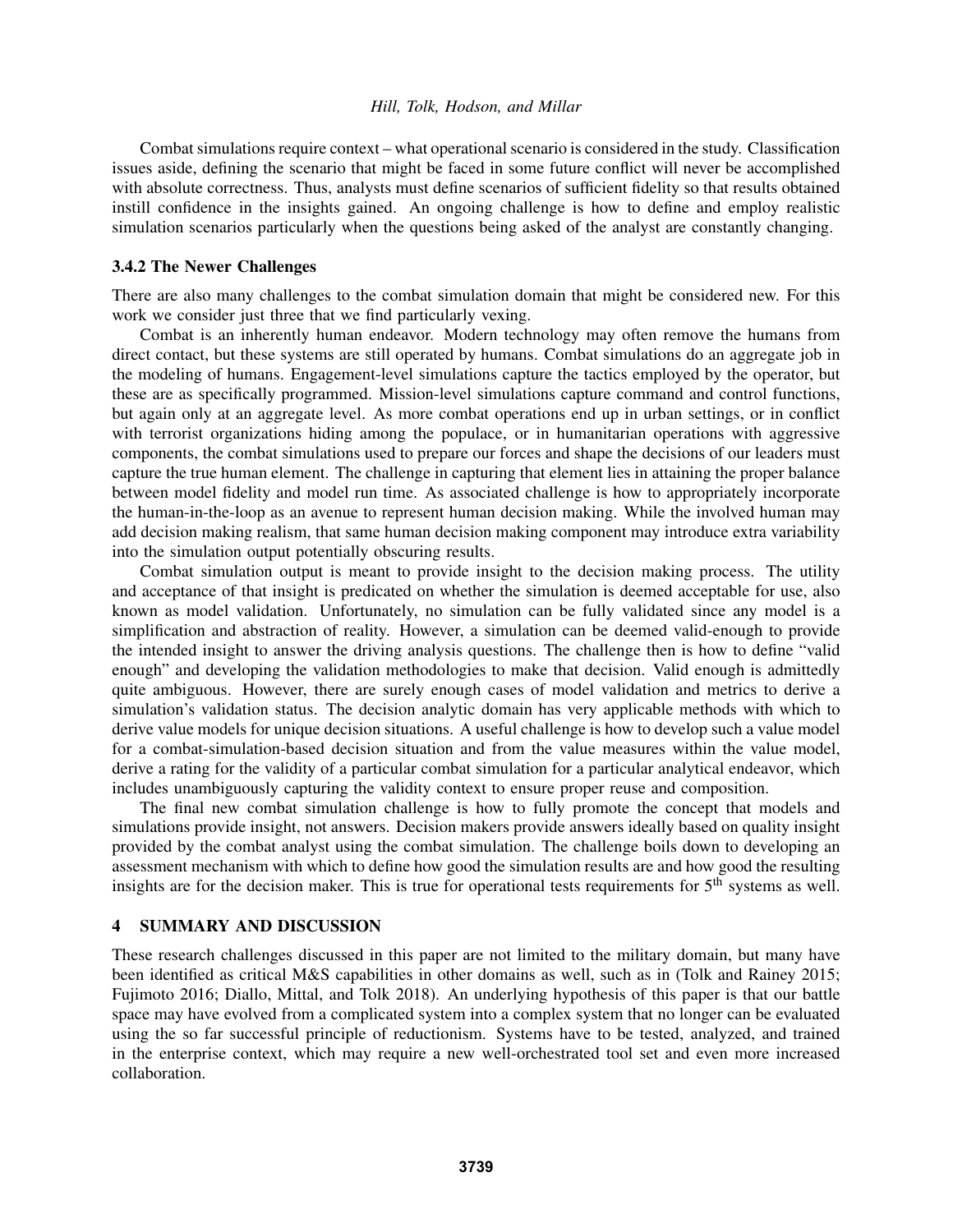Combat simulations require context – what operational scenario is considered in the study. Classification issues aside, defining the scenario that might be faced in some future conflict will never be accomplished with absolute correctness. Thus, analysts must define scenarios of sufficient fidelity so that results obtained instill confidence in the insights gained. An ongoing challenge is how to define and employ realistic simulation scenarios particularly when the questions being asked of the analyst are constantly changing.

### 3.4.2 The Newer Challenges

There are also many challenges to the combat simulation domain that might be considered new. For this work we consider just three that we find particularly vexing.

Combat is an inherently human endeavor. Modern technology may often remove the humans from direct contact, but these systems are still operated by humans. Combat simulations do an aggregate job in the modeling of humans. Engagement-level simulations capture the tactics employed by the operator, but these are as specifically programmed. Mission-level simulations capture command and control functions, but again only at an aggregate level. As more combat operations end up in urban settings, or in conflict with terrorist organizations hiding among the populace, or in humanitarian operations with aggressive components, the combat simulations used to prepare our forces and shape the decisions of our leaders must capture the true human element. The challenge in capturing that element lies in attaining the proper balance between model fidelity and model run time. As associated challenge is how to appropriately incorporate the human-in-the-loop as an avenue to represent human decision making. While the involved human may add decision making realism, that same human decision making component may introduce extra variability into the simulation output potentially obscuring results.

Combat simulation output is meant to provide insight to the decision making process. The utility and acceptance of that insight is predicated on whether the simulation is deemed acceptable for use, also known as model validation. Unfortunately, no simulation can be fully validated since any model is a simplification and abstraction of reality. However, a simulation can be deemed valid-enough to provide the intended insight to answer the driving analysis questions. The challenge then is how to define "valid enough" and developing the validation methodologies to make that decision. Valid enough is admittedly quite ambiguous. However, there are surely enough cases of model validation and metrics to derive a simulation's validation status. The decision analytic domain has very applicable methods with which to derive value models for unique decision situations. A useful challenge is how to develop such a value model for a combat-simulation-based decision situation and from the value measures within the value model, derive a rating for the validity of a particular combat simulation for a particular analytical endeavor, which includes unambiguously capturing the validity context to ensure proper reuse and composition.

The final new combat simulation challenge is how to fully promote the concept that models and simulations provide insight, not answers. Decision makers provide answers ideally based on quality insight provided by the combat analyst using the combat simulation. The challenge boils down to developing an assessment mechanism with which to define how good the simulation results are and how good the resulting insights are for the decision maker. This is true for operational tests requirements for 5$^{th}$ systems as well.

## 4 SUMMARY AND DISCUSSION

These research challenges discussed in this paper are not limited to the military domain, but many have been identified as critical M&S capabilities in other domains as well, such as in (Tolk and Rainey 2015; Fujimoto 2016; Diallo, Mittal, and Tolk 2018). An underlying hypothesis of this paper is that our battle space may have evolved from a complicated system into a complex system that no longer can be evaluated using the so far successful principle of reductionism. Systems have to be tested, analyzed, and trained in the enterprise context, which may require a new well-orchestrated tool set and even more increased collaboration.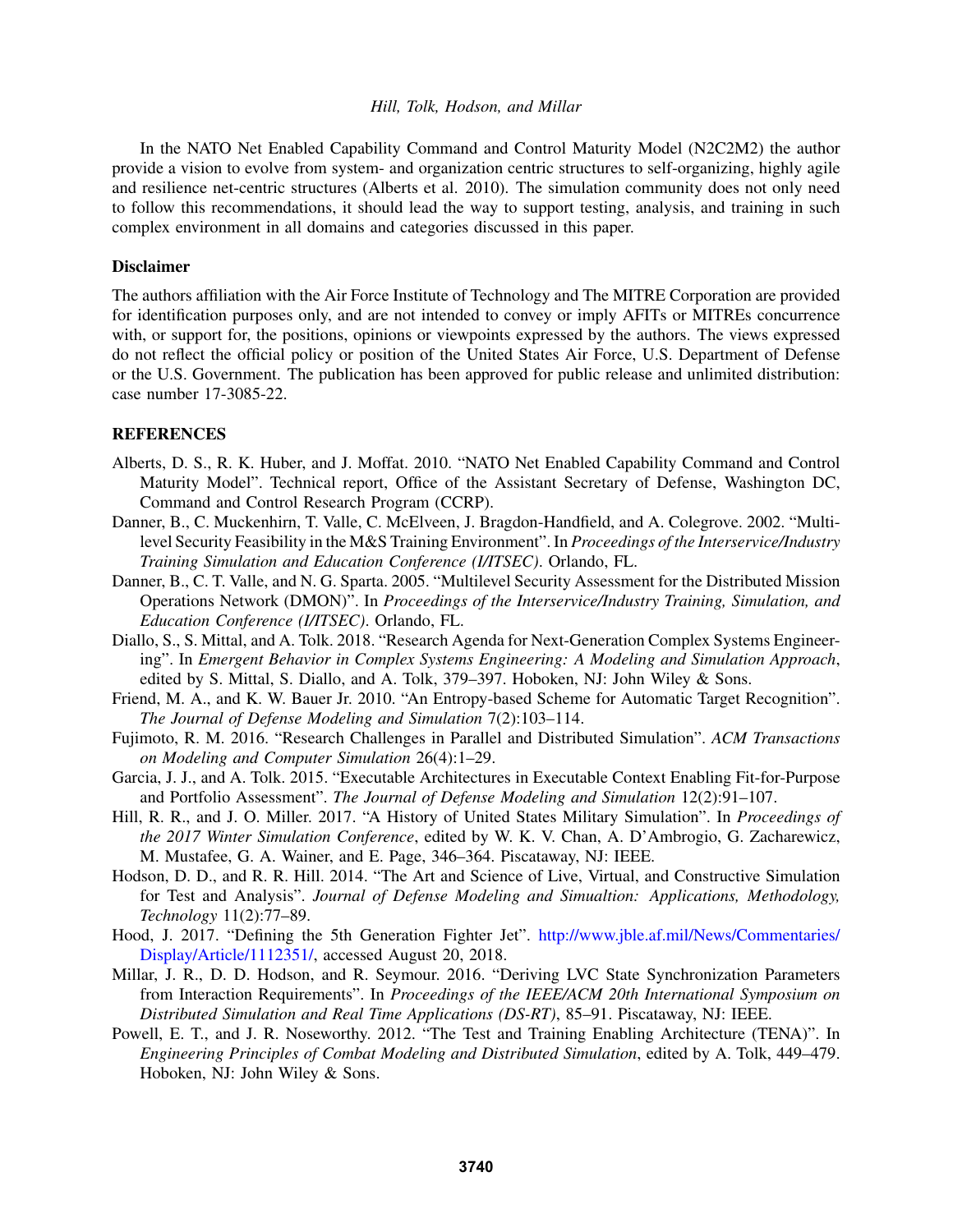In the NATO Net Enabled Capability Command and Control Maturity Model (N2C2M2) the author provide a vision to evolve from system- and organization centric structures to self-organizing, highly agile and resilience net-centric structures (Alberts et al. 2010). The simulation community does not only need to follow this recommendations, it should lead the way to support testing, analysis, and training in such complex environment in all domains and categories discussed in this paper.

### Disclaimer

The authors affiliation with the Air Force Institute of Technology and The MITRE Corporation are provided for identification purposes only, and are not intended to convey or imply AFITs or MITREs concurrence with, or support for, the positions, opinions or viewpoints expressed by the authors. The views expressed do not reflect the official policy or position of the United States Air Force, U.S. Department of Defense or the U.S. Government. The publication has been approved for public release and unlimited distribution: case number 17-3085-22.

## REFERENCES

Alberts, D. S., R. K. Huber, and J. Moffat. 2010. "NATO Net Enabled Capability Command and Control Maturity Model". Technical report, Office of the Assistant Secretary of Defense, Washington DC, Command and Control Research Program (CCRP).

Danner, B., C. Muckenhirn, T. Valle, C. McElveen, J. Bragdon-Handfield, and A. Colegrove. 2002. "Multi-level Security Feasibility in the M&S Training Environment". In *Proceedings of the Interservice/Industry Training Simulation and Education Conference (I/ITSEC)*. Orlando, FL.

Danner, B., C. T. Valle, and N. G. Sparta. 2005. "Multilevel Security Assessment for the Distributed Mission Operations Network (DMON)". In *Proceedings of the Interservice/Industry Training, Simulation, and Education Conference (I/ITSEC)*. Orlando, FL.

Diallo, S., S. Mittal, and A. Tolk. 2018. "Research Agenda for Next-Generation Complex Systems Engineering". In *Emergent Behavior in Complex Systems Engineering: A Modeling and Simulation Approach*, edited by S. Mittal, S. Diallo, and A. Tolk, 379–397. Hoboken, NJ: John Wiley & Sons.

Friend, M. A., and K. W. Bauer Jr. 2010. "An Entropy-based Scheme for Automatic Target Recognition". *The Journal of Defense Modeling and Simulation* 7(2):103–114.

Fujimoto, R. M. 2016. "Research Challenges in Parallel and Distributed Simulation". *ACM Transactions on Modeling and Computer Simulation* 26(4):1–29.

Garcia, J. J., and A. Tolk. 2015. "Executable Architectures in Executable Context Enabling Fit-for-Purpose and Portfolio Assessment". *The Journal of Defense Modeling and Simulation* 12(2):91–107.

Hill, R. R., and J. O. Miller. 2017. "A History of United States Military Simulation". In *Proceedings of the 2017 Winter Simulation Conference*, edited by W. K. V. Chan, A. D'Ambrogio, G. Zacharewicz, M. Mustafee, G. A. Wainer, and E. Page, 346–364. Piscataway, NJ: IEEE.

Hodson, D. D., and R. R. Hill. 2014. "The Art and Science of Live, Virtual, and Constructive Simulation for Test and Analysis". *Journal of Defense Modeling and Simualtion: Applications, Methodology, Technology* 11(2):77–89.

Hood, J. 2017. "Defining the 5th Generation Fighter Jet". http://www.jble.af.mil/News/Commentaries/Display/Article/1112351/, accessed August 20, 2018.

Millar, J. R., D. D. Hodson, and R. Seymour. 2016. "Deriving LVC State Synchronization Parameters from Interaction Requirements". In *Proceedings of the IEEE/ACM 20th International Symposium on Distributed Simulation and Real Time Applications (DS-RT)*, 85–91. Piscataway, NJ: IEEE.

Powell, E. T., and J. R. Noseworthy. 2012. "The Test and Training Enabling Architecture (TENA)". In *Engineering Principles of Combat Modeling and Distributed Simulation*, edited by A. Tolk, 449–479. Hoboken, NJ: John Wiley & Sons.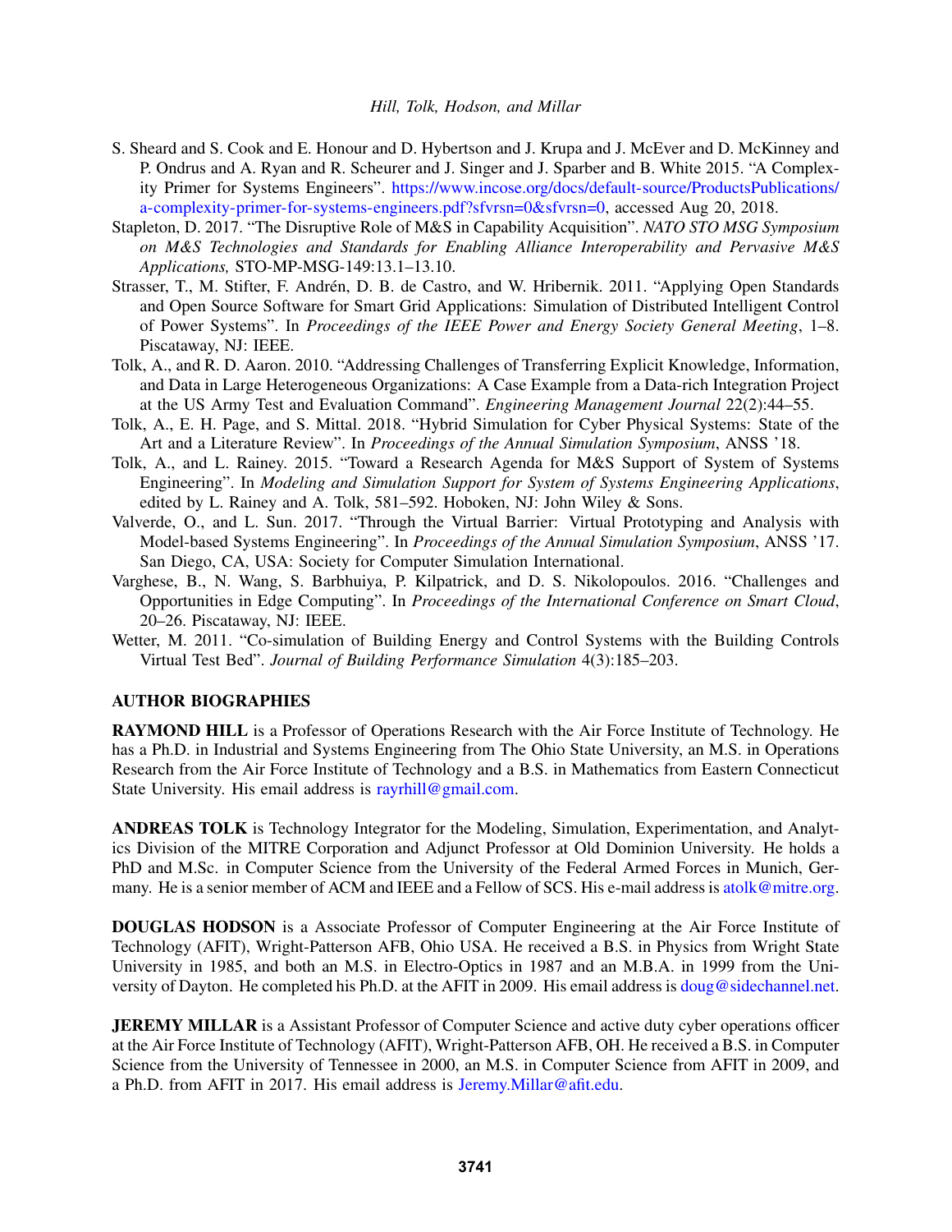S. Sheard and S. Cook and E. Honour and D. Hybertson and J. Krupa and J. McEver and D. McKinney and P. Ondrus and A. Ryan and R. Scheurer and J. Singer and J. Sparber and B. White 2015. "A Complexity Primer for Systems Engineers". https://www.incose.org/docs/default-source/ProductsPublications/a-complexity-primer-for-systems-engineers.pdf?sfvrsn=0&sfvrsn=0, accessed Aug 20, 2018.

Stapleton, D. 2017. "The Disruptive Role of M&S in Capability Acquisition". *NATO STO MSG Symposium on M&S Technologies and Standards for Enabling Alliance Interoperability and Pervasive M&S Applications,* STO-MP-MSG-149:13.1–13.10.

Strasser, T., M. Stifter, F. Andrén, D. B. de Castro, and W. Hribernik. 2011. "Applying Open Standards and Open Source Software for Smart Grid Applications: Simulation of Distributed Intelligent Control of Power Systems". In *Proceedings of the IEEE Power and Energy Society General Meeting*, 1–8. Piscataway, NJ: IEEE.

Tolk, A., and R. D. Aaron. 2010. "Addressing Challenges of Transferring Explicit Knowledge, Information, and Data in Large Heterogeneous Organizations: A Case Example from a Data-rich Integration Project at the US Army Test and Evaluation Command". *Engineering Management Journal* 22(2):44–55.

Tolk, A., E. H. Page, and S. Mittal. 2018. "Hybrid Simulation for Cyber Physical Systems: State of the Art and a Literature Review". In *Proceedings of the Annual Simulation Symposium*, ANSS '18.

Tolk, A., and L. Rainey. 2015. "Toward a Research Agenda for M&S Support of System of Systems Engineering". In *Modeling and Simulation Support for System of Systems Engineering Applications*, edited by L. Rainey and A. Tolk, 581–592. Hoboken, NJ: John Wiley & Sons.

Valverde, O., and L. Sun. 2017. "Through the Virtual Barrier: Virtual Prototyping and Analysis with Model-based Systems Engineering". In *Proceedings of the Annual Simulation Symposium*, ANSS '17. San Diego, CA, USA: Society for Computer Simulation International.

Varghese, B., N. Wang, S. Barbhuiya, P. Kilpatrick, and D. S. Nikolopoulos. 2016. "Challenges and Opportunities in Edge Computing". In *Proceedings of the International Conference on Smart Cloud*, 20–26. Piscataway, NJ: IEEE.

Wetter, M. 2011. "Co-simulation of Building Energy and Control Systems with the Building Controls Virtual Test Bed". *Journal of Building Performance Simulation* 4(3):185–203.

## AUTHOR BIOGRAPHIES

**RAYMOND HILL** is a Professor of Operations Research with the Air Force Institute of Technology. He has a Ph.D. in Industrial and Systems Engineering from The Ohio State University, an M.S. in Operations Research from the Air Force Institute of Technology and a B.S. in Mathematics from Eastern Connecticut State University. His email address is rayrhill@gmail.com.

**ANDREAS TOLK** is Technology Integrator for the Modeling, Simulation, Experimentation, and Analytics Division of the MITRE Corporation and Adjunct Professor at Old Dominion University. He holds a PhD and M.Sc. in Computer Science from the University of the Federal Armed Forces in Munich, Germany. He is a senior member of ACM and IEEE and a Fellow of SCS. His e-mail address is atolk@mitre.org.

**DOUGLAS HODSON** is a Associate Professor of Computer Engineering at the Air Force Institute of Technology (AFIT), Wright-Patterson AFB, Ohio USA. He received a B.S. in Physics from Wright State University in 1985, and both an M.S. in Electro-Optics in 1987 and an M.B.A. in 1999 from the University of Dayton. He completed his Ph.D. at the AFIT in 2009. His email address is doug@sidechannel.net.

**JEREMY MILLAR** is a Assistant Professor of Computer Science and active duty cyber operations officer at the Air Force Institute of Technology (AFIT), Wright-Patterson AFB, OH. He received a B.S. in Computer Science from the University of Tennessee in 2000, an M.S. in Computer Science from AFIT in 2009, and a Ph.D. from AFIT in 2017. His email address is Jeremy.Millar@afit.edu.